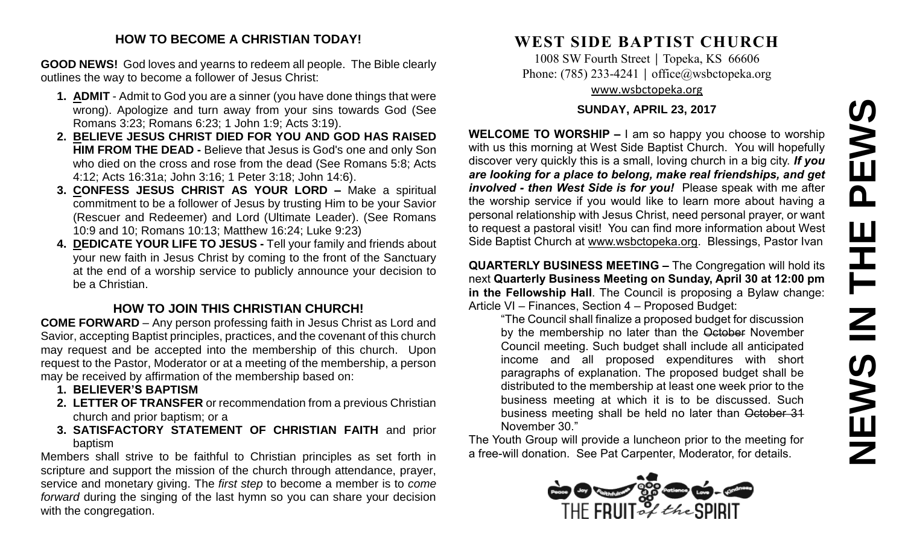## HOW TO BECOME A CHRISTIAN TODAY!

**GOOD NEWS!** God loves and yearns to redeem all people. The Bible clearly outlines the way to become a follower of Jesus Christ:

1. **ADMIT** - Admit to God you are a sinner (you have done things that were wrong). Apologize and turn away from your sins towards God (See Romans 3:23; Romans 6:23; 1 John 1:9; Acts 3:19).
2. **BELIEVE JESUS CHRIST DIED FOR YOU AND GOD HAS RAISED HIM FROM THE DEAD -** Believe that Jesus is God's one and only Son who died on the cross and rose from the dead (See Romans 5:8; Acts 4:12; Acts 16:31a; John 3:16; 1 Peter 3:18; John 14:6).
3. **CONFESS JESUS CHRIST AS YOUR LORD –** Make a spiritual commitment to be a follower of Jesus by trusting Him to be your Savior (Rescuer and Redeemer) and Lord (Ultimate Leader). (See Romans 10:9 and 10; Romans 10:13; Matthew 16:24; Luke 9:23)
4. **DEDICATE YOUR LIFE TO JESUS -** Tell your family and friends about your new faith in Jesus Christ by coming to the front of the Sanctuary at the end of a worship service to publicly announce your decision to be a Christian.

## HOW TO JOIN THIS CHRISTIAN CHURCH!

**COME FORWARD** – Any person professing faith in Jesus Christ as Lord and Savior, accepting Baptist principles, practices, and the covenant of this church may request and be accepted into the membership of this church. Upon request to the Pastor, Moderator or at a meeting of the membership, a person may be received by affirmation of the membership based on:

1. **BELIEVER'S BAPTISM**
2. **LETTER OF TRANSFER** or recommendation from a previous Christian church and prior baptism; or a
3. **SATISFACTORY STATEMENT OF CHRISTIAN FAITH** and prior baptism

Members shall strive to be faithful to Christian principles as set forth in scripture and support the mission of the church through attendance, prayer, service and monetary giving. The *first step* to become a member is to *come forward* during the singing of the last hymn so you can share your decision with the congregation.

# WEST SIDE BAPTIST CHURCH

1008 SW Fourth Street | Topeka, KS 66606
Phone: (785) 233-4241 | office@wsbctopeka.org
www.wsbctopeka.org

**SUNDAY, APRIL 23, 2017**

# NEWS IN THE PEWS

**WELCOME TO WORSHIP –** I am so happy you choose to worship with us this morning at West Side Baptist Church. You will hopefully discover very quickly this is a small, loving church in a big city. ***If you are looking for a place to belong, make real friendships, and get involved - then West Side is for you!*** Please speak with me after the worship service if you would like to learn more about having a personal relationship with Jesus Christ, need personal prayer, or want to request a pastoral visit! You can find more information about West Side Baptist Church at www.wsbctopeka.org. Blessings, Pastor Ivan

**QUARTERLY BUSINESS MEETING –** The Congregation will hold its next **Quarterly Business Meeting on Sunday, April 30 at 12:00 pm in the Fellowship Hall**. The Council is proposing a Bylaw change: Article VI – Finances, Section 4 – Proposed Budget:

> "The Council shall finalize a proposed budget for discussion by the membership no later than the ~~October~~ November Council meeting. Such budget shall include all anticipated income and all proposed expenditures with short paragraphs of explanation. The proposed budget shall be distributed to the membership at least one week prior to the business meeting at which it is to be discussed. Such business meeting shall be held no later than ~~October 31~~ November 30."

The Youth Group will provide a luncheon prior to the meeting for a free-will donation. See Pat Carpenter, Moderator, for details.

THE FRUIT of the SPIRIT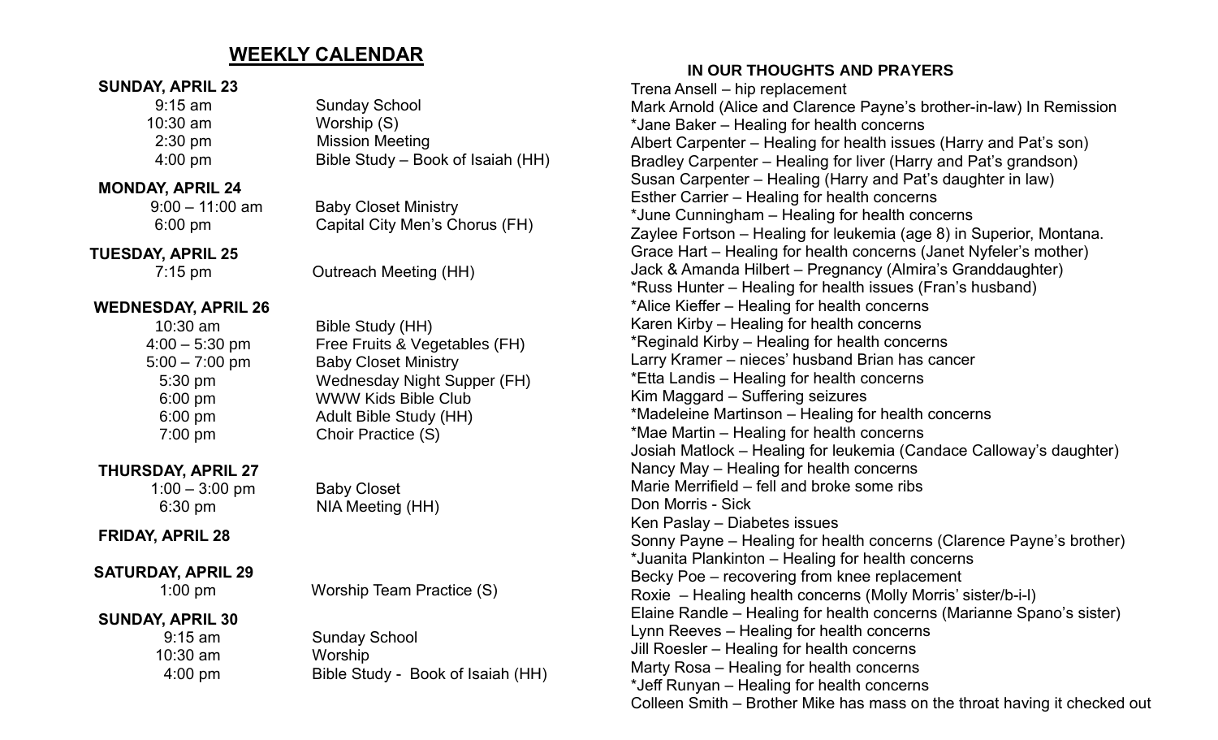## WEEKLY CALENDAR

**SUNDAY, APRIL 23**

| | |
|---|---|
| 9:15 am | Sunday School |
| 10:30 am | Worship (S) |
| 2:30 pm | Mission Meeting |
| 4:00 pm | Bible Study – Book of Isaiah (HH) |

**MONDAY, APRIL 24**

| | |
|---|---|
| 9:00 – 11:00 am | Baby Closet Ministry |
| 6:00 pm | Capital City Men's Chorus (FH) |

**TUESDAY, APRIL 25**

| | |
|---|---|
| 7:15 pm | Outreach Meeting (HH) |

**WEDNESDAY, APRIL 26**

| | |
|---|---|
| 10:30 am | Bible Study (HH) |
| 4:00 – 5:30 pm | Free Fruits & Vegetables (FH) |
| 5:00 – 7:00 pm | Baby Closet Ministry |
| 5:30 pm | Wednesday Night Supper (FH) |
| 6:00 pm | WWW Kids Bible Club |
| 6:00 pm | Adult Bible Study (HH) |
| 7:00 pm | Choir Practice (S) |

**THURSDAY, APRIL 27**

| | |
|---|---|
| 1:00 – 3:00 pm | Baby Closet |
| 6:30 pm | NIA Meeting (HH) |

**FRIDAY, APRIL 28**

**SATURDAY, APRIL 29**

| | |
|---|---|
| 1:00 pm | Worship Team Practice (S) |

**SUNDAY, APRIL 30**

| | |
|---|---|
| 9:15 am | Sunday School |
| 10:30 am | Worship |
| 4:00 pm | Bible Study - Book of Isaiah (HH) |

### IN OUR THOUGHTS AND PRAYERS

Trena Ansell – hip replacement
Mark Arnold (Alice and Clarence Payne's brother-in-law) In Remission
*Jane Baker – Healing for health concerns
Albert Carpenter – Healing for health issues (Harry and Pat's son)
Bradley Carpenter – Healing for liver (Harry and Pat's grandson)
Susan Carpenter – Healing (Harry and Pat's daughter in law)
Esther Carrier – Healing for health concerns
*June Cunningham – Healing for health concerns
Zaylee Fortson – Healing for leukemia (age 8) in Superior, Montana.
Grace Hart – Healing for health concerns (Janet Nyfeler's mother)
Jack & Amanda Hilbert – Pregnancy (Almira's Granddaughter)
*Russ Hunter – Healing for health issues (Fran's husband)
*Alice Kieffer – Healing for health concerns
Karen Kirby – Healing for health concerns
*Reginald Kirby – Healing for health concerns
Larry Kramer – nieces' husband Brian has cancer
*Etta Landis – Healing for health concerns
Kim Maggard – Suffering seizures
*Madeleine Martinson – Healing for health concerns
*Mae Martin – Healing for health concerns
Josiah Matlock – Healing for leukemia (Candace Calloway's daughter)
Nancy May – Healing for health concerns
Marie Merrifield – fell and broke some ribs
Don Morris - Sick
Ken Paslay – Diabetes issues
Sonny Payne – Healing for health concerns (Clarence Payne's brother)
*Juanita Plankinton – Healing for health concerns
Becky Poe – recovering from knee replacement
Roxie – Healing health concerns (Molly Morris' sister/b-i-l)
Elaine Randle – Healing for health concerns (Marianne Spano's sister)
Lynn Reeves – Healing for health concerns
Jill Roesler – Healing for health concerns
Marty Rosa – Healing for health concerns
*Jeff Runyan – Healing for health concerns
Colleen Smith – Brother Mike has mass on the throat having it checked out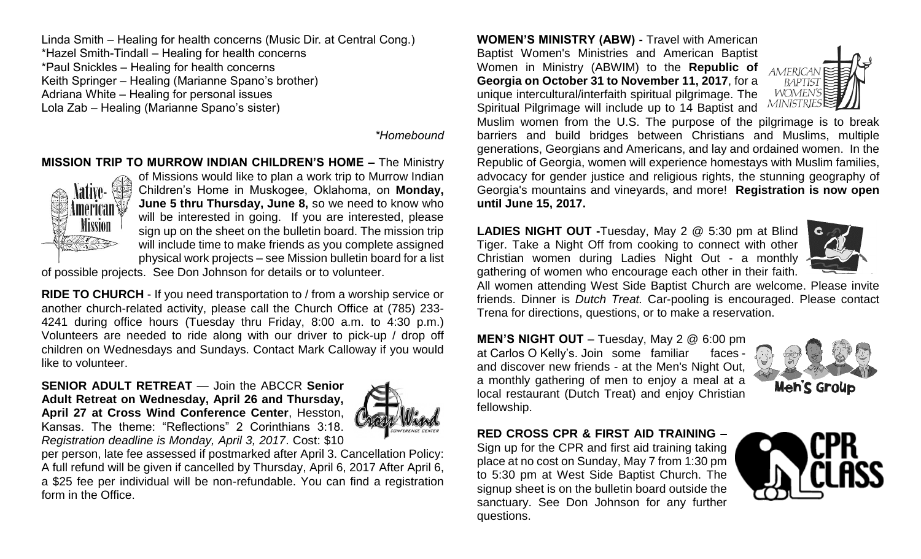Linda Smith – Healing for health concerns (Music Dir. at Central Cong.)
*Hazel Smith-Tindall – Healing for health concerns
*Paul Snickles – Healing for health concerns
Keith Springer – Healing (Marianne Spano's brother)
Adriana White – Healing for personal issues
Lola Zab – Healing (Marianne Spano's sister)

*\*Homebound*

**MISSION TRIP TO MURROW INDIAN CHILDREN'S HOME –** The Ministry of Missions would like to plan a work trip to Murrow Indian Children's Home in Muskogee, Oklahoma, on **Monday, June 5 thru Thursday, June 8,** so we need to know who will be interested in going. If you are interested, please sign up on the sheet on the bulletin board. The mission trip will include time to make friends as you complete assigned physical work projects – see Mission bulletin board for a list of possible projects. See Don Johnson for details or to volunteer.

**RIDE TO CHURCH** - If you need transportation to / from a worship service or another church-related activity, please call the Church Office at (785) 233-4241 during office hours (Tuesday thru Friday, 8:00 a.m. to 4:30 p.m.) Volunteers are needed to ride along with our driver to pick-up / drop off children on Wednesdays and Sundays. Contact Mark Calloway if you would like to volunteer.

**SENIOR ADULT RETREAT** — Join the ABCCR **Senior Adult Retreat on Wednesday, April 26 and Thursday, April 27 at Cross Wind Conference Center**, Hesston, Kansas. The theme: "Reflections" 2 Corinthians 3:18. *Registration deadline is Monday, April 3, 2017*. Cost: $10 per person, late fee assessed if postmarked after April 3. Cancellation Policy: A full refund will be given if cancelled by Thursday, April 6, 2017 After April 6, a $25 fee per individual will be non-refundable. You can find a registration form in the Office.

**WOMEN'S MINISTRY (ABW) -** Travel with American Baptist Women's Ministries and American Baptist Women in Ministry (ABWIM) to the **Republic of Georgia on October 31 to November 11, 2017**, for a unique intercultural/interfaith spiritual pilgrimage. The Spiritual Pilgrimage will include up to 14 Baptist and Muslim women from the U.S. The purpose of the pilgrimage is to break barriers and build bridges between Christians and Muslims, multiple generations, Georgians and Americans, and lay and ordained women. In the Republic of Georgia, women will experience homestays with Muslim families, advocacy for gender justice and religious rights, the stunning geography of Georgia's mountains and vineyards, and more! **Registration is now open until June 15, 2017.**

**LADIES NIGHT OUT -**Tuesday, May 2 @ 5:30 pm at Blind Tiger. Take a Night Off from cooking to connect with other Christian women during Ladies Night Out - a monthly gathering of women who encourage each other in their faith. All women attending West Side Baptist Church are welcome. Please invite friends. Dinner is *Dutch Treat.* Car-pooling is encouraged. Please contact Trena for directions, questions, or to make a reservation.

**MEN'S NIGHT OUT** – Tuesday, May 2 @ 6:00 pm at Carlos O Kelly's. Join some familiar faces - and discover new friends - at the Men's Night Out, a monthly gathering of men to enjoy a meal at a local restaurant (Dutch Treat) and enjoy Christian fellowship.

**RED CROSS CPR & FIRST AID TRAINING –** Sign up for the CPR and first aid training taking place at no cost on Sunday, May 7 from 1:30 pm to 5:30 pm at West Side Baptist Church. The signup sheet is on the bulletin board outside the sanctuary. See Don Johnson for any further questions.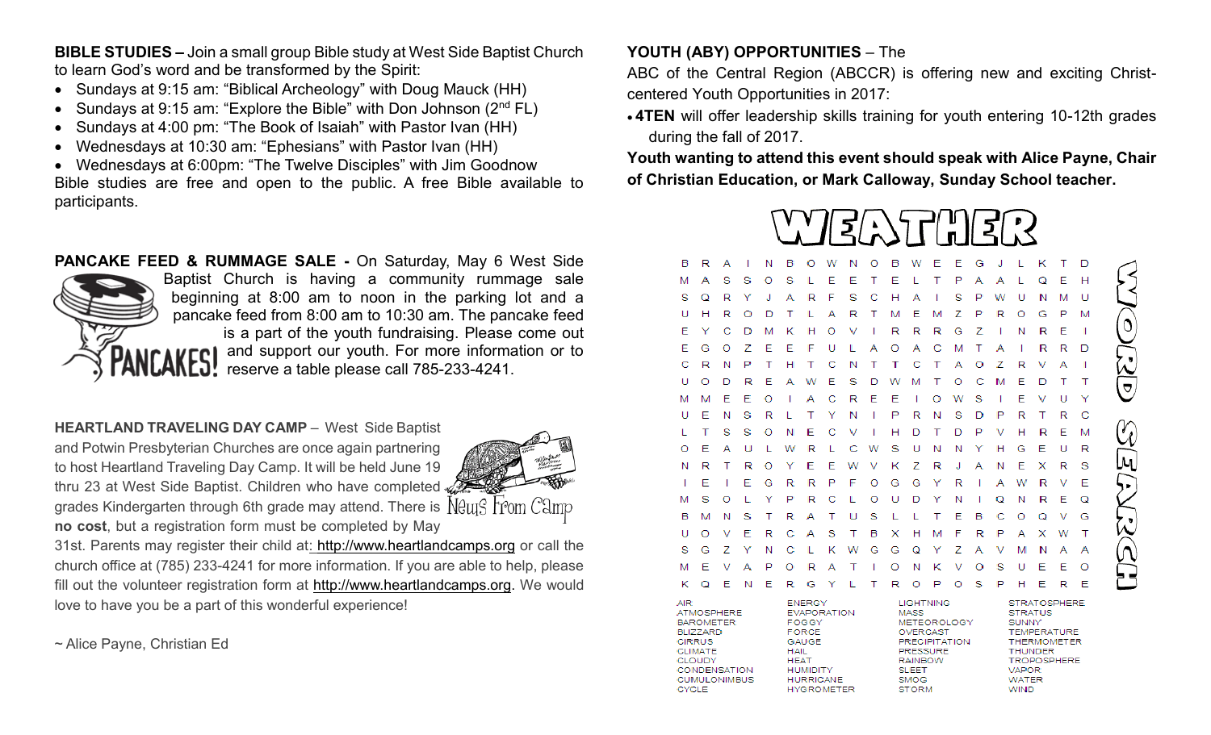**BIBLE STUDIES –** Join a small group Bible study at West Side Baptist Church to learn God's word and be transformed by the Spirit:

- Sundays at 9:15 am: "Biblical Archeology" with Doug Mauck (HH)
- Sundays at 9:15 am: "Explore the Bible" with Don Johnson (2nd FL)
- Sundays at 4:00 pm: "The Book of Isaiah" with Pastor Ivan (HH)
- Wednesdays at 10:30 am: "Ephesians" with Pastor Ivan (HH)
- Wednesdays at 6:00pm: "The Twelve Disciples" with Jim Goodnow

Bible studies are free and open to the public. A free Bible available to participants.

**PANCAKE FEED & RUMMAGE SALE -** On Saturday, May 6 West Side Baptist Church is having a community rummage sale beginning at 8:00 am to noon in the parking lot and a pancake feed from 8:00 am to 10:30 am. The pancake feed is a part of the youth fundraising. Please come out and support our youth. For more information or to reserve a table please call 785-233-4241.

**HEARTLAND TRAVELING DAY CAMP** – West Side Baptist and Potwin Presbyterian Churches are once again partnering to host Heartland Traveling Day Camp. It will be held June 19 thru 23 at West Side Baptist. Children who have completed grades Kindergarten through 6th grade may attend. There is **no cost**, but a registration form must be completed by May 31st. Parents may register their child at: http://www.heartlandcamps.org or call the church office at (785) 233-4241 for more information. If you are able to help, please fill out the volunteer registration form at http://www.heartlandcamps.org. We would love to have you be a part of this wonderful experience!

~ Alice Payne, Christian Ed

**YOUTH (ABY) OPPORTUNITIES** – The ABC of the Central Region (ABCCR) is offering new and exciting Christ-centered Youth Opportunities in 2017:

- **4TEN** will offer leadership skills training for youth entering 10-12th grades during the fall of 2017.

**Youth wanting to attend this event should speak with Alice Payne, Chair of Christian Education, or Mark Calloway, Sunday School teacher.**

# WEATHER

## WORD SEARCH

```
B R A I N B O W N O B W E E G J L K T D
M A S S O S L E E T E L T P A A L Q E H
S Q R Y J A R F S C H A I S P W U N M U
U H R O D T L A R T M E M Z P R O G P M
E Y C D M K H O V I R R R G Z I N R E I
E G O Z E E F U L A O A C M T A I R R D
C R N P T H T C N T T C T A O Z R V A I
U O D R E A W E S D W M T O C M E D T T
M M E E O I A C R E E I O W S I E V U Y
U E N S R L T Y N I P R N S D P R T R C
L T S S O N E C V I H D T D P V H R E M
O E A U L W R L C W S U N N Y H G E U R
N R T R O Y E E W V K Z R J A N E X R S
I E I E G R R P F O G G Y R I A W R V E
M S O L Y P R C L O U D Y N I Q N R E Q
B M N S T R A T U S L L T E B C O Q V G
U O V E R C A S T B X H M F R P A X W T
S G Z Y N C L K W G G Q Y Z A V M N A A
M E V A P O R A T I O N K V O S U E E O
K Q E N E R G Y L T R O P O S P H E R E
```

AIR
ATMOSPHERE
BAROMETER
BLIZZARD
CIRRUS
CLIMATE
CLOUDY
CONDENSATION
CUMULONIMBUS
CYCLE
ENERGY
EVAPORATION
FOGGY
FORCE
GAUGE
HAIL
HEAT
HUMIDITY
HURRICANE
HYGROMETER
LIGHTNING
MASS
METEOROLOGY
OVERCAST
PRECIPITATION
PRESSURE
RAINBOW
SLEET
SMOG
STORM
STRATOSPHERE
STRATUS
SUNNY
TEMPERATURE
THERMOMETER
THUNDER
TROPOSPHERE
VAPOR
WATER
WIND